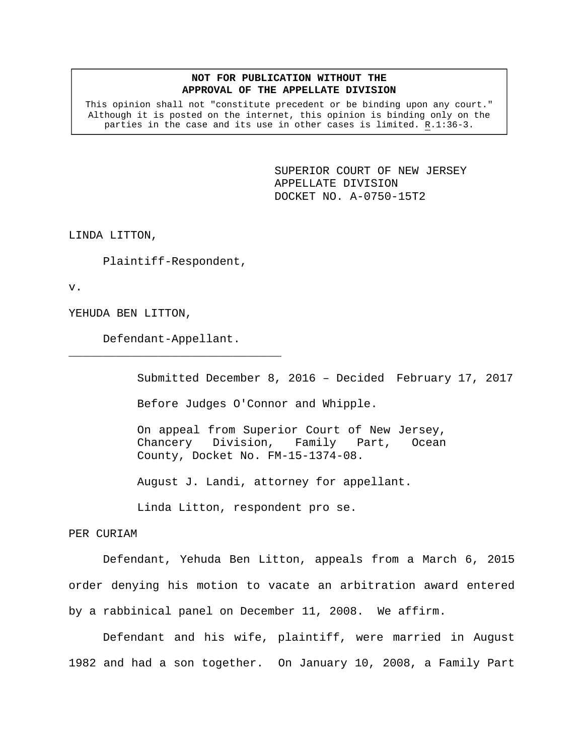**NOT FOR PUBLICATION WITHOUT THE APPROVAL OF THE APPELLATE DIVISION**

This opinion shall not "constitute precedent or be binding upon any court." Although it is posted on the internet, this opinion is binding only on the parties in the case and its use in other cases is limited. R.1:36-3.

SUPERIOR COURT OF NEW JERSEY
APPELLATE DIVISION
DOCKET NO. A-0750-15T2

LINDA LITTON,

Plaintiff-Respondent,

v.

YEHUDA BEN LITTON,

Defendant-Appellant.

---

Submitted December 8, 2016 – Decided February 17, 2017

Before Judges O'Connor and Whipple.

On appeal from Superior Court of New Jersey, Chancery Division, Family Part, Ocean County, Docket No. FM-15-1374-08.

August J. Landi, attorney for appellant.

Linda Litton, respondent pro se.

PER CURIAM

Defendant, Yehuda Ben Litton, appeals from a March 6, 2015 order denying his motion to vacate an arbitration award entered by a rabbinical panel on December 11, 2008. We affirm.

Defendant and his wife, plaintiff, were married in August 1982 and had a son together. On January 10, 2008, a Family Part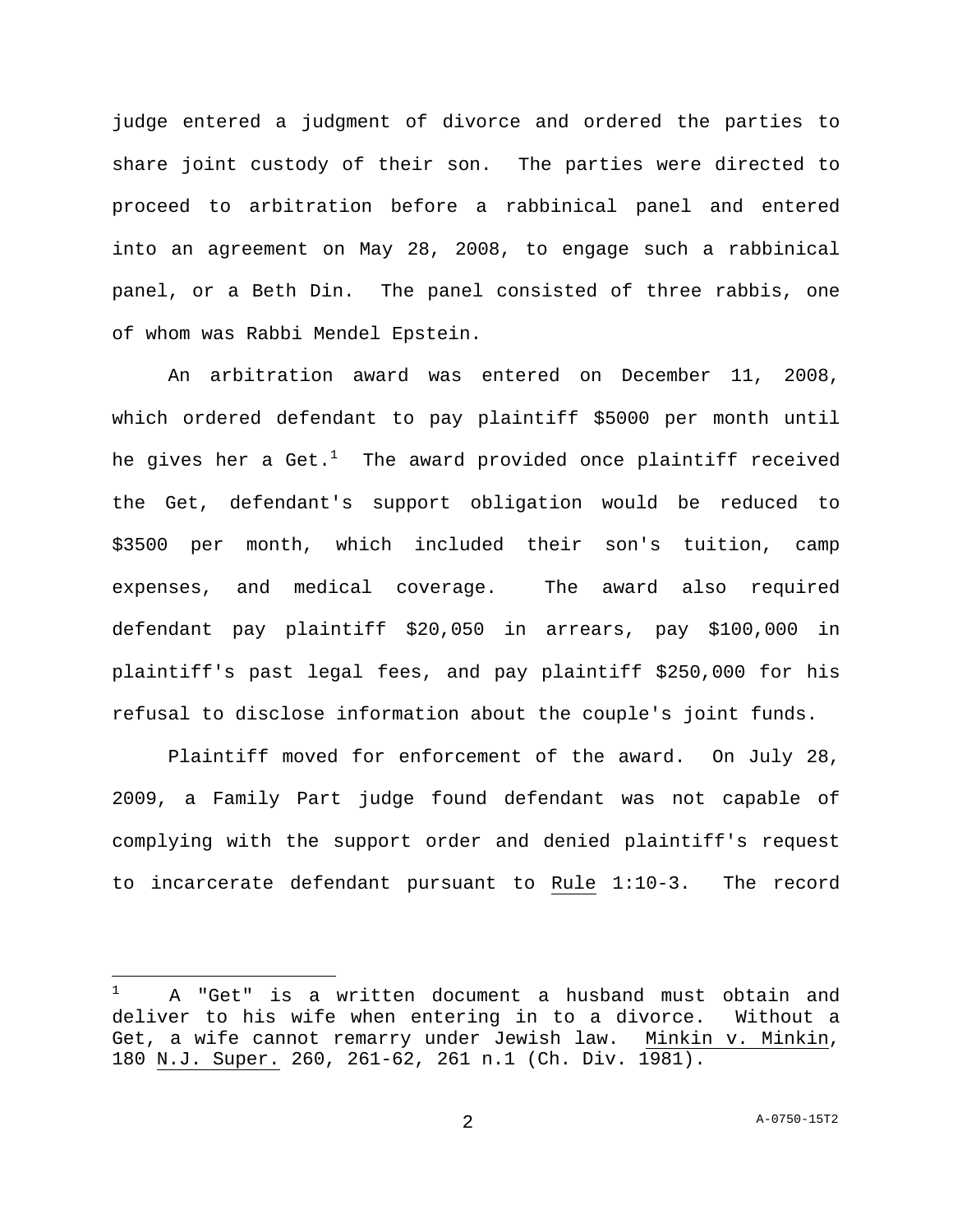judge entered a judgment of divorce and ordered the parties to share joint custody of their son. The parties were directed to proceed to arbitration before a rabbinical panel and entered into an agreement on May 28, 2008, to engage such a rabbinical panel, or a Beth Din. The panel consisted of three rabbis, one of whom was Rabbi Mendel Epstein.

An arbitration award was entered on December 11, 2008, which ordered defendant to pay plaintiff $5000 per month until he gives her a Get.[1] The award provided once plaintiff received the Get, defendant's support obligation would be reduced to $3500 per month, which included their son's tuition, camp expenses, and medical coverage. The award also required defendant pay plaintiff $20,050 in arrears, pay $100,000 in plaintiff's past legal fees, and pay plaintiff $250,000 for his refusal to disclose information about the couple's joint funds.

Plaintiff moved for enforcement of the award. On July 28, 2009, a Family Part judge found defendant was not capable of complying with the support order and denied plaintiff's request to incarcerate defendant pursuant to Rule 1:10-3. The record

---

[1] A "Get" is a written document a husband must obtain and deliver to his wife when entering in to a divorce. Without a Get, a wife cannot remarry under Jewish law. Minkin v. Minkin, 180 N.J. Super. 260, 261-62, 261 n.1 (Ch. Div. 1981).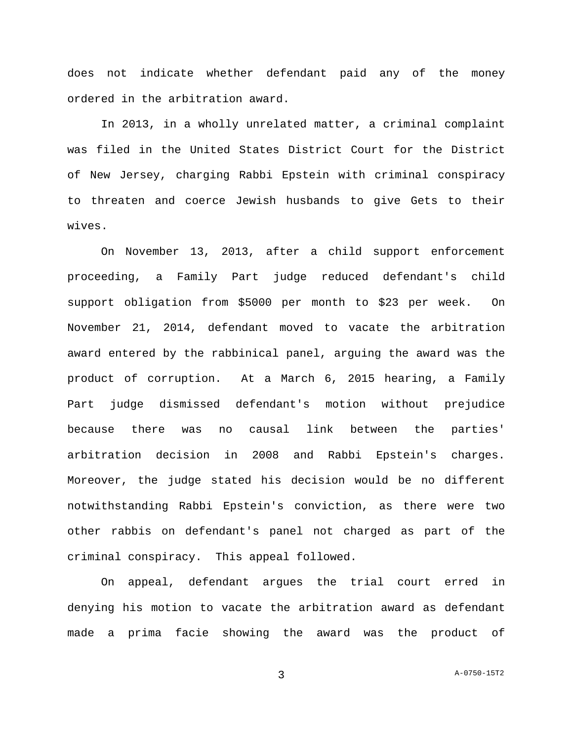does not indicate whether defendant paid any of the money ordered in the arbitration award.

In 2013, in a wholly unrelated matter, a criminal complaint was filed in the United States District Court for the District of New Jersey, charging Rabbi Epstein with criminal conspiracy to threaten and coerce Jewish husbands to give Gets to their wives.

On November 13, 2013, after a child support enforcement proceeding, a Family Part judge reduced defendant's child support obligation from $5000 per month to $23 per week. On November 21, 2014, defendant moved to vacate the arbitration award entered by the rabbinical panel, arguing the award was the product of corruption. At a March 6, 2015 hearing, a Family Part judge dismissed defendant's motion without prejudice because there was no causal link between the parties' arbitration decision in 2008 and Rabbi Epstein's charges. Moreover, the judge stated his decision would be no different notwithstanding Rabbi Epstein's conviction, as there were two other rabbis on defendant's panel not charged as part of the criminal conspiracy. This appeal followed.

On appeal, defendant argues the trial court erred in denying his motion to vacate the arbitration award as defendant made a prima facie showing the award was the product of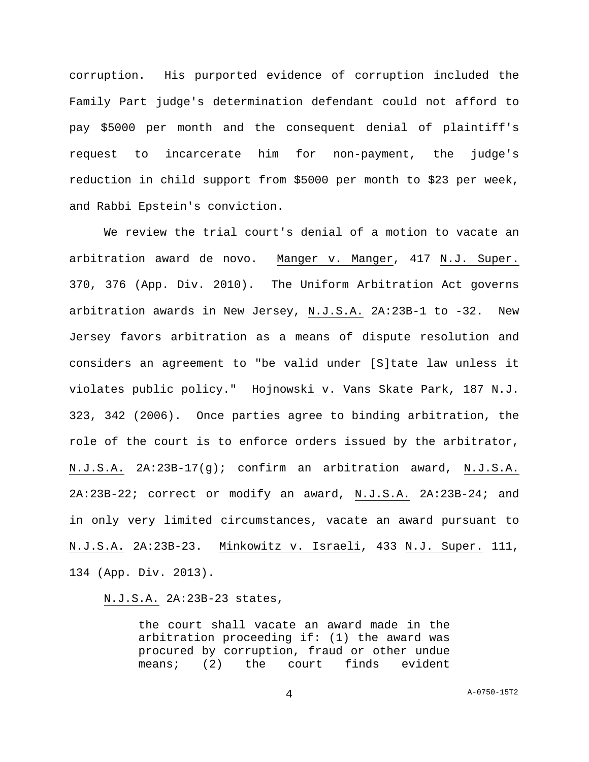corruption. His purported evidence of corruption included the Family Part judge's determination defendant could not afford to pay $5000 per month and the consequent denial of plaintiff's request to incarcerate him for non-payment, the judge's reduction in child support from $5000 per month to $23 per week, and Rabbi Epstein's conviction.

We review the trial court's denial of a motion to vacate an arbitration award de novo. Manger v. Manger, 417 N.J. Super. 370, 376 (App. Div. 2010). The Uniform Arbitration Act governs arbitration awards in New Jersey, N.J.S.A. 2A:23B-1 to -32. New Jersey favors arbitration as a means of dispute resolution and considers an agreement to "be valid under [S]tate law unless it violates public policy." Hojnowski v. Vans Skate Park, 187 N.J. 323, 342 (2006). Once parties agree to binding arbitration, the role of the court is to enforce orders issued by the arbitrator, N.J.S.A. 2A:23B-17(g); confirm an arbitration award, N.J.S.A. 2A:23B-22; correct or modify an award, N.J.S.A. 2A:23B-24; and in only very limited circumstances, vacate an award pursuant to N.J.S.A. 2A:23B-23. Minkowitz v. Israeli, 433 N.J. Super. 111, 134 (App. Div. 2013).

N.J.S.A. 2A:23B-23 states,

> the court shall vacate an award made in the arbitration proceeding if: (1) the award was procured by corruption, fraud or other undue means; (2) the court finds evident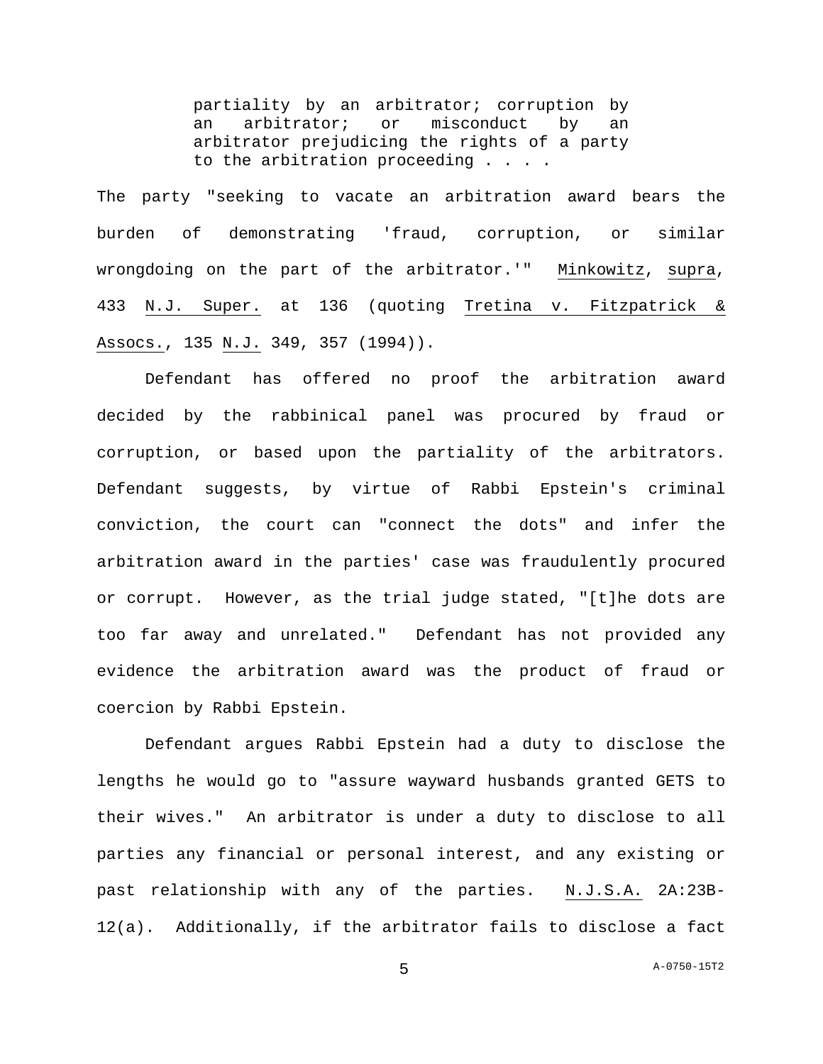> partiality by an arbitrator; corruption by an arbitrator; or misconduct by an arbitrator prejudicing the rights of a party to the arbitration proceeding . . . .

The party "seeking to vacate an arbitration award bears the burden of demonstrating 'fraud, corruption, or similar wrongdoing on the part of the arbitrator.'" Minkowitz, supra, 433 N.J. Super. at 136 (quoting Tretina v. Fitzpatrick & Assocs., 135 N.J. 349, 357 (1994)).

Defendant has offered no proof the arbitration award decided by the rabbinical panel was procured by fraud or corruption, or based upon the partiality of the arbitrators. Defendant suggests, by virtue of Rabbi Epstein's criminal conviction, the court can "connect the dots" and infer the arbitration award in the parties' case was fraudulently procured or corrupt. However, as the trial judge stated, "[t]he dots are too far away and unrelated." Defendant has not provided any evidence the arbitration award was the product of fraud or coercion by Rabbi Epstein.

Defendant argues Rabbi Epstein had a duty to disclose the lengths he would go to "assure wayward husbands granted GETS to their wives." An arbitrator is under a duty to disclose to all parties any financial or personal interest, and any existing or past relationship with any of the parties. N.J.S.A. 2A:23B-12(a). Additionally, if the arbitrator fails to disclose a fact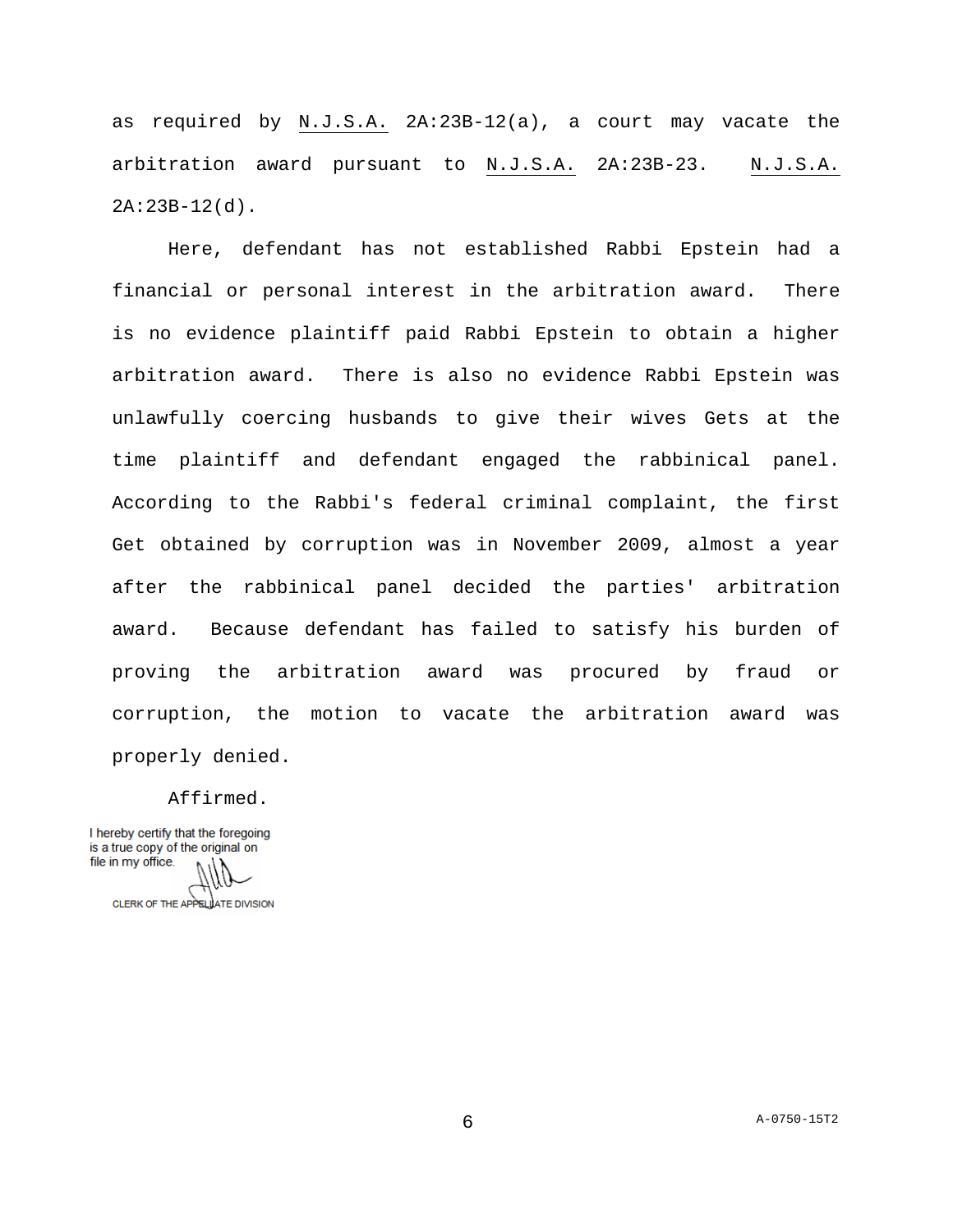as required by N.J.S.A. 2A:23B-12(a), a court may vacate the arbitration award pursuant to N.J.S.A. 2A:23B-23. N.J.S.A. 2A:23B-12(d).

Here, defendant has not established Rabbi Epstein had a financial or personal interest in the arbitration award. There is no evidence plaintiff paid Rabbi Epstein to obtain a higher arbitration award. There is also no evidence Rabbi Epstein was unlawfully coercing husbands to give their wives Gets at the time plaintiff and defendant engaged the rabbinical panel. According to the Rabbi's federal criminal complaint, the first Get obtained by corruption was in November 2009, almost a year after the rabbinical panel decided the parties' arbitration award. Because defendant has failed to satisfy his burden of proving the arbitration award was procured by fraud or corruption, the motion to vacate the arbitration award was properly denied.

Affirmed.

I hereby certify that the foregoing is a true copy of the original on file in my office.

CLERK OF THE APPELLATE DIVISION